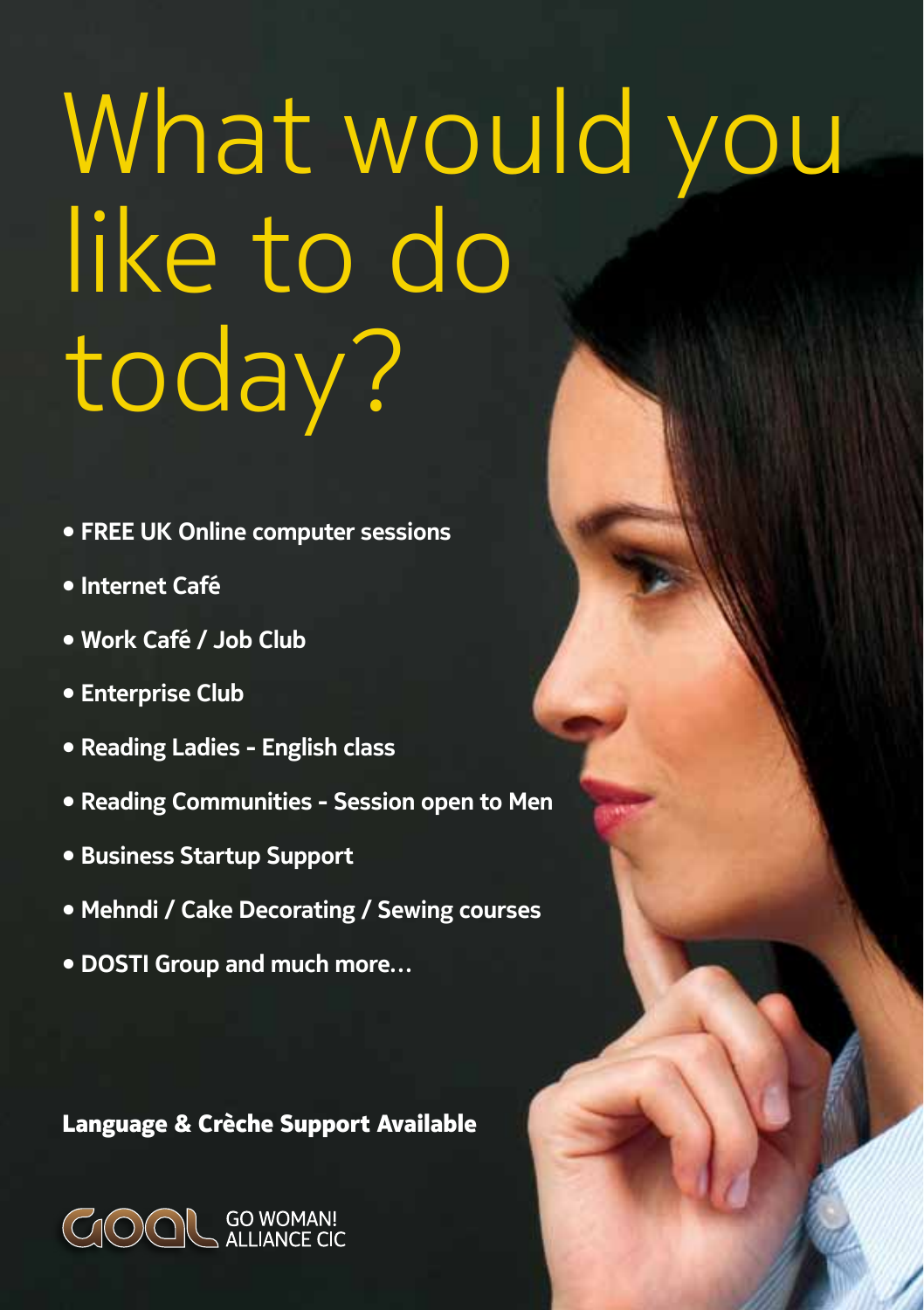# What would you like to do today?

- FREE UK Online computer sessions
- Internet Café
- Work Café / Job Club
- Enterprise Club
- Reading Ladies - English class
- Reading Communities - Session open to Men
- Business Startup Support
- Mehndi / Cake Decorating / Sewing courses
- DOSTI Group and much more...

**Language & Crèche Support Available**

GOAL GO WOMAN! ALLIANCE CIC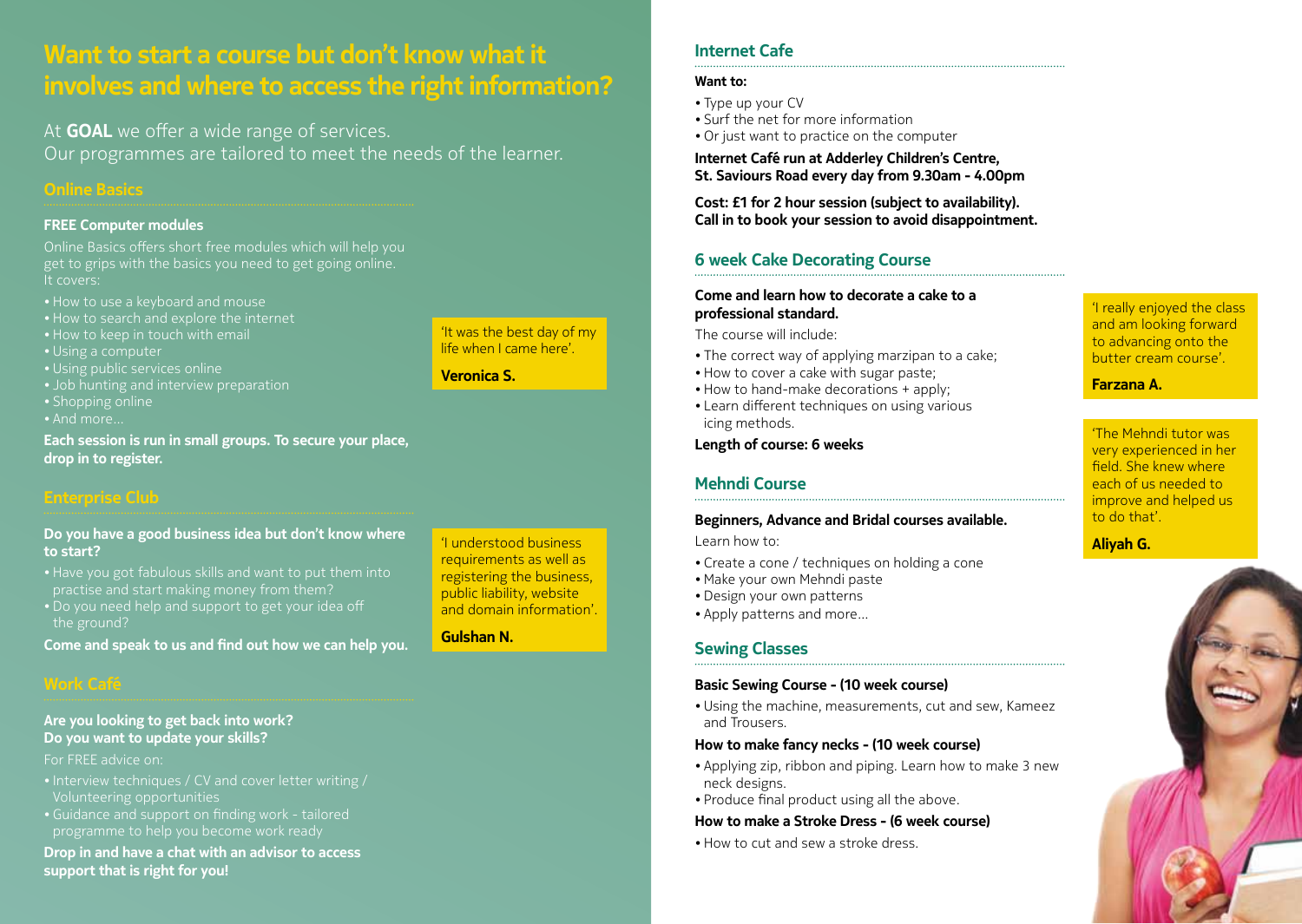# Want to start a course but don't know what it involves and where to access the right information?

At **GOAL** we offer a wide range of services.
Our programmes are tailored to meet the needs of the learner.

## Online Basics

**FREE Computer modules**

Online Basics offers short free modules which will help you get to grips with the basics you need to get going online. It covers:

- How to use a keyboard and mouse
- How to search and explore the internet
- How to keep in touch with email
- Using a computer
- Using public services online
- Job hunting and interview preparation
- Shopping online
- And more...

**Each session is run in small groups. To secure your place, drop in to register.**

'It was the best day of my life when I came here'.

**Veronica S.**

## Enterprise Club

**Do you have a good business idea but don't know where to start?**

- Have you got fabulous skills and want to put them into practise and start making money from them?
- Do you need help and support to get your idea off the ground?

**Come and speak to us and find out how we can help you.**

'I understood business requirements as well as registering the business, public liability, website and domain information'.

**Gulshan N.**

## Work Café

**Are you looking to get back into work?**
**Do you want to update your skills?**

For FREE advice on:

- Interview techniques / CV and cover letter writing / Volunteering opportunities
- Guidance and support on finding work - tailored programme to help you become work ready

**Drop in and have a chat with an advisor to access support that is right for you!**

## Internet Cafe

**Want to:**

- Type up your CV
- Surf the net for more information
- Or just want to practice on the computer

**Internet Café run at Adderley Children's Centre, St. Saviours Road every day from 9.30am - 4.00pm**

**Cost: £1 for 2 hour session (subject to availability). Call in to book your session to avoid disappointment.**

## 6 week Cake Decorating Course

**Come and learn how to decorate a cake to a professional standard.**

The course will include:

- The correct way of applying marzipan to a cake;
- How to cover a cake with sugar paste;
- How to hand-make decorations + apply;
- Learn different techniques on using various icing methods.

**Length of course: 6 weeks**

'I really enjoyed the class and am looking forward to advancing onto the butter cream course'.

**Farzana A.**

## Mehndi Course

**Beginners, Advance and Bridal courses available.**

Learn how to:

- Create a cone / techniques on holding a cone
- Make your own Mehndi paste
- Design your own patterns
- Apply patterns and more...

'The Mehndi tutor was very experienced in her field. She knew where each of us needed to improve and helped us to do that'.

**Aliyah G.**

## Sewing Classes

**Basic Sewing Course - (10 week course)**

- Using the machine, measurements, cut and sew, Kameez and Trousers.

**How to make fancy necks - (10 week course)**

- Applying zip, ribbon and piping. Learn how to make 3 new neck designs.
- Produce final product using all the above.

**How to make a Stroke Dress - (6 week course)**

- How to cut and sew a stroke dress.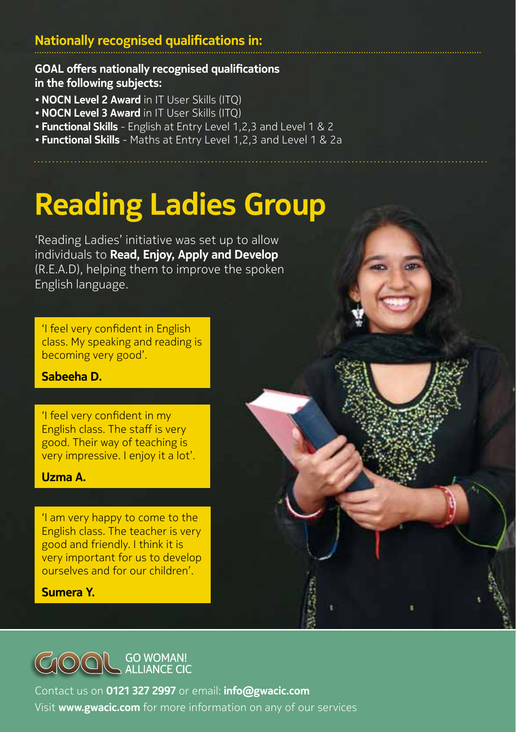## Nationally recognised qualifications in:

**GOAL offers nationally recognised qualifications in the following subjects:**

- **NOCN Level 2 Award** in IT User Skills (ITQ)
- **NOCN Level 3 Award** in IT User Skills (ITQ)
- **Functional Skills** - English at Entry Level 1,2,3 and Level 1 & 2
- **Functional Skills** - Maths at Entry Level 1,2,3 and Level 1 & 2a

# Reading Ladies Group

'Reading Ladies' initiative was set up to allow individuals to **Read, Enjoy, Apply and Develop** (R.E.A.D), helping them to improve the spoken English language.

'I feel very confident in English class. My speaking and reading is becoming very good'.

**Sabeeha D.**

'I feel very confident in my English class. The staff is very good. Their way of teaching is very impressive. I enjoy it a lot'.

**Uzma A.**

'I am very happy to come to the English class. The teacher is very good and friendly. I think it is very important for us to develop ourselves and for our children'.

**Sumera Y.**

GOAL GO WOMAN! ALLIANCE CIC

Contact us on **0121 327 2997** or email: **info@gwacic.com**

Visit **www.gwacic.com** for more information on any of our services